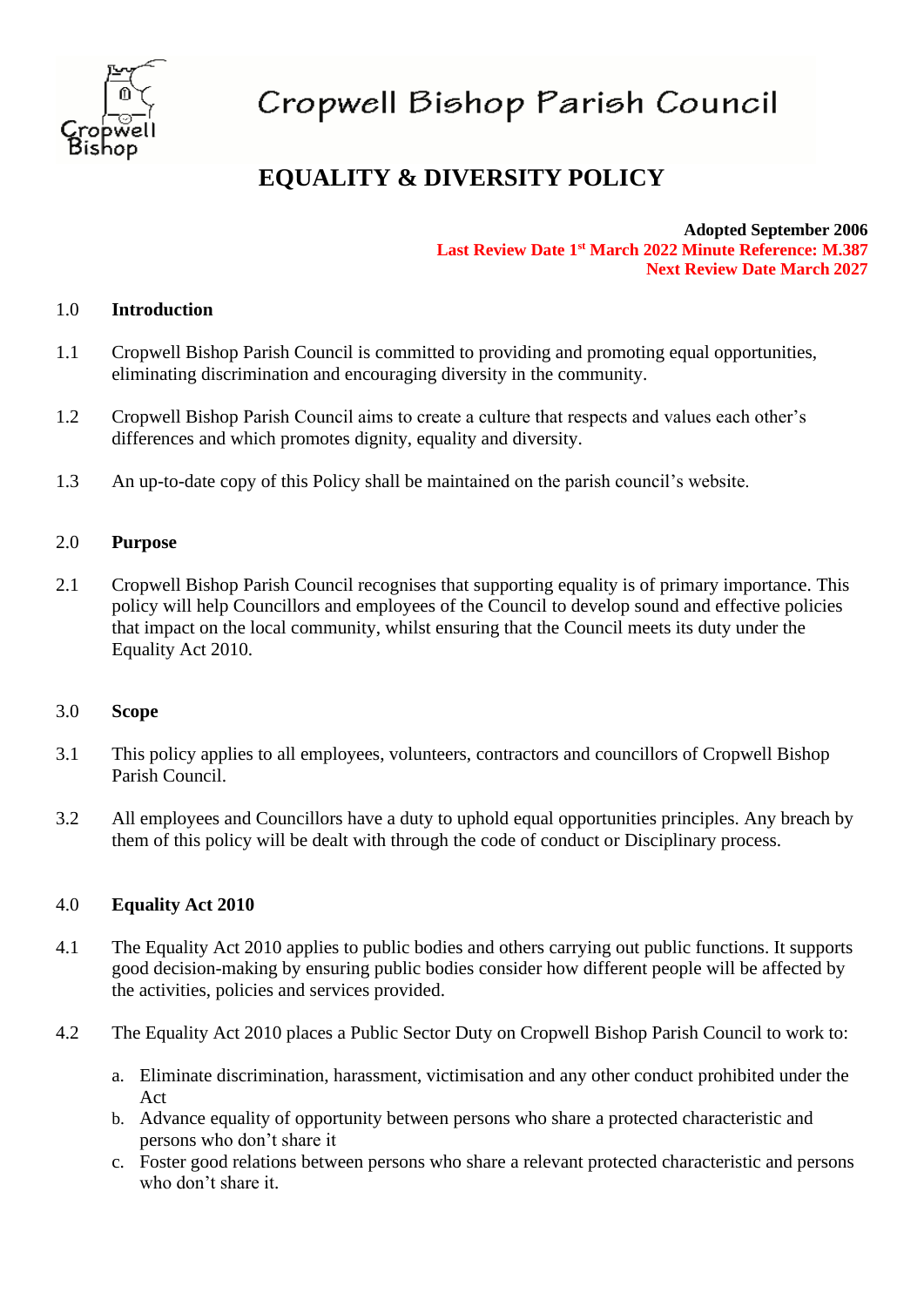# Cropwell Bishop Parish Council

## EQUALITY & DIVERSITY POLICY

**Adopted September 2006**
**Last Review Date 1st March 2022 Minute Reference: M.387**
**Next Review Date March 2027**

### 1.0 Introduction

1.1 Cropwell Bishop Parish Council is committed to providing and promoting equal opportunities, eliminating discrimination and encouraging diversity in the community.

1.2 Cropwell Bishop Parish Council aims to create a culture that respects and values each other's differences and which promotes dignity, equality and diversity.

1.3 An up-to-date copy of this Policy shall be maintained on the parish council's website.

### 2.0 Purpose

2.1 Cropwell Bishop Parish Council recognises that supporting equality is of primary importance. This policy will help Councillors and employees of the Council to develop sound and effective policies that impact on the local community, whilst ensuring that the Council meets its duty under the Equality Act 2010.

### 3.0 Scope

3.1 This policy applies to all employees, volunteers, contractors and councillors of Cropwell Bishop Parish Council.

3.2 All employees and Councillors have a duty to uphold equal opportunities principles. Any breach by them of this policy will be dealt with through the code of conduct or Disciplinary process.

### 4.0 Equality Act 2010

4.1 The Equality Act 2010 applies to public bodies and others carrying out public functions. It supports good decision-making by ensuring public bodies consider how different people will be affected by the activities, policies and services provided.

4.2 The Equality Act 2010 places a Public Sector Duty on Cropwell Bishop Parish Council to work to:

a. Eliminate discrimination, harassment, victimisation and any other conduct prohibited under the Act
b. Advance equality of opportunity between persons who share a protected characteristic and persons who don't share it
c. Foster good relations between persons who share a relevant protected characteristic and persons who don't share it.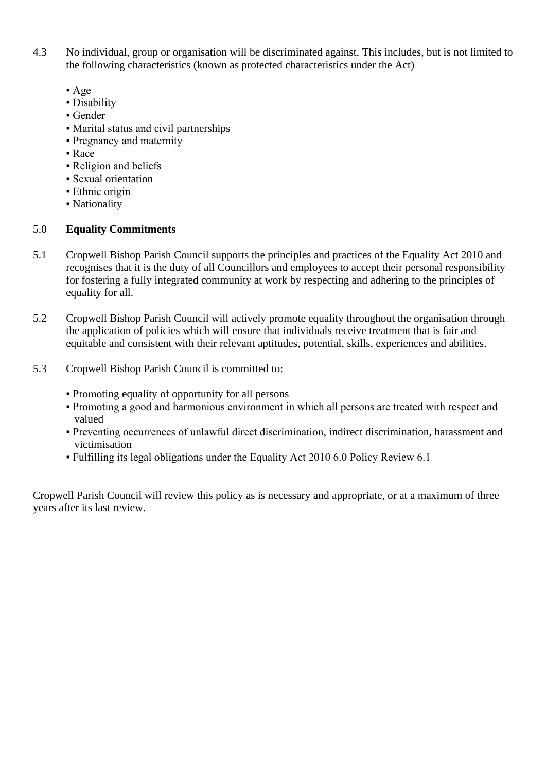4.3 No individual, group or organisation will be discriminated against. This includes, but is not limited to the following characteristics (known as protected characteristics under the Act)

- Age
- Disability
- Gender
- Marital status and civil partnerships
- Pregnancy and maternity
- Race
- Religion and beliefs
- Sexual orientation
- Ethnic origin
- Nationality

5.0 **Equality Commitments**

5.1 Cropwell Bishop Parish Council supports the principles and practices of the Equality Act 2010 and recognises that it is the duty of all Councillors and employees to accept their personal responsibility for fostering a fully integrated community at work by respecting and adhering to the principles of equality for all.

5.2 Cropwell Bishop Parish Council will actively promote equality throughout the organisation through the application of policies which will ensure that individuals receive treatment that is fair and equitable and consistent with their relevant aptitudes, potential, skills, experiences and abilities.

5.3 Cropwell Bishop Parish Council is committed to:

- Promoting equality of opportunity for all persons
- Promoting a good and harmonious environment in which all persons are treated with respect and valued
- Preventing occurrences of unlawful direct discrimination, indirect discrimination, harassment and victimisation
- Fulfilling its legal obligations under the Equality Act 2010 6.0 Policy Review 6.1

Cropwell Parish Council will review this policy as is necessary and appropriate, or at a maximum of three years after its last review.